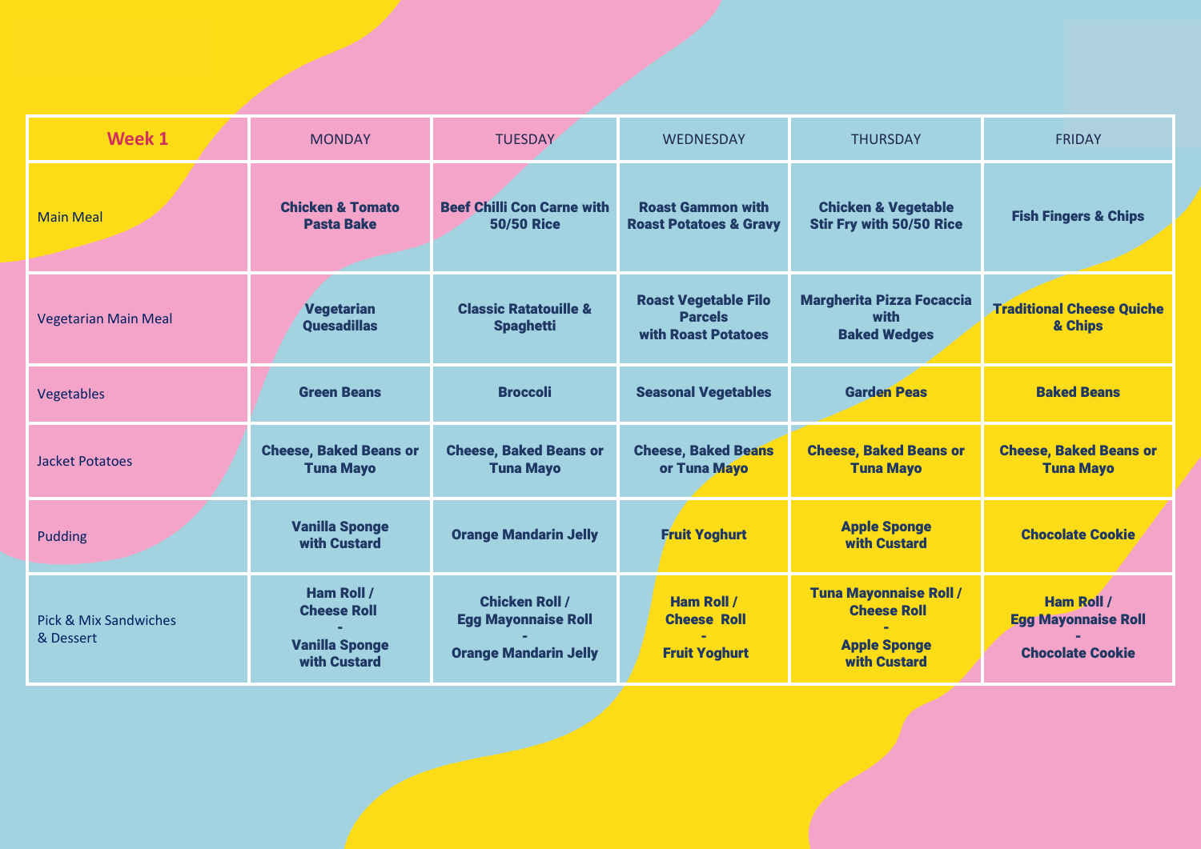| Week 1 | MONDAY | TUESDAY | WEDNESDAY | THURSDAY | FRIDAY |
|---|---|---|---|---|---|
| Main Meal | **Chicken & Tomato Pasta Bake** | **Beef Chilli Con Carne with 50/50 Rice** | **Roast Gammon with Roast Potatoes & Gravy** | **Chicken & Vegetable Stir Fry with 50/50 Rice** | **Fish Fingers & Chips** |
| Vegetarian Main Meal | **Vegetarian Quesadillas** | **Classic Ratatouille & Spaghetti** | **Roast Vegetable Filo Parcels with Roast Potatoes** | **Margherita Pizza Focaccia with Baked Wedges** | **Traditional Cheese Quiche & Chips** |
| Vegetables | **Green Beans** | **Broccoli** | **Seasonal Vegetables** | **Garden Peas** | **Baked Beans** |
| Jacket Potatoes | **Cheese, Baked Beans or Tuna Mayo** | **Cheese, Baked Beans or Tuna Mayo** | **Cheese, Baked Beans or Tuna Mayo** | **Cheese, Baked Beans or Tuna Mayo** | **Cheese, Baked Beans or Tuna Mayo** |
| Pudding | **Vanilla Sponge with Custard** | **Orange Mandarin Jelly** | **Fruit Yoghurt** | **Apple Sponge with Custard** | **Chocolate Cookie** |
| Pick & Mix Sandwiches & Dessert | **Ham Roll / Cheese Roll - Vanilla Sponge with Custard** | **Chicken Roll / Egg Mayonnaise Roll - Orange Mandarin Jelly** | **Ham Roll / Cheese Roll - Fruit Yoghurt** | **Tuna Mayonnaise Roll / Cheese Roll - Apple Sponge with Custard** | **Ham Roll / Egg Mayonnaise Roll - Chocolate Cookie** |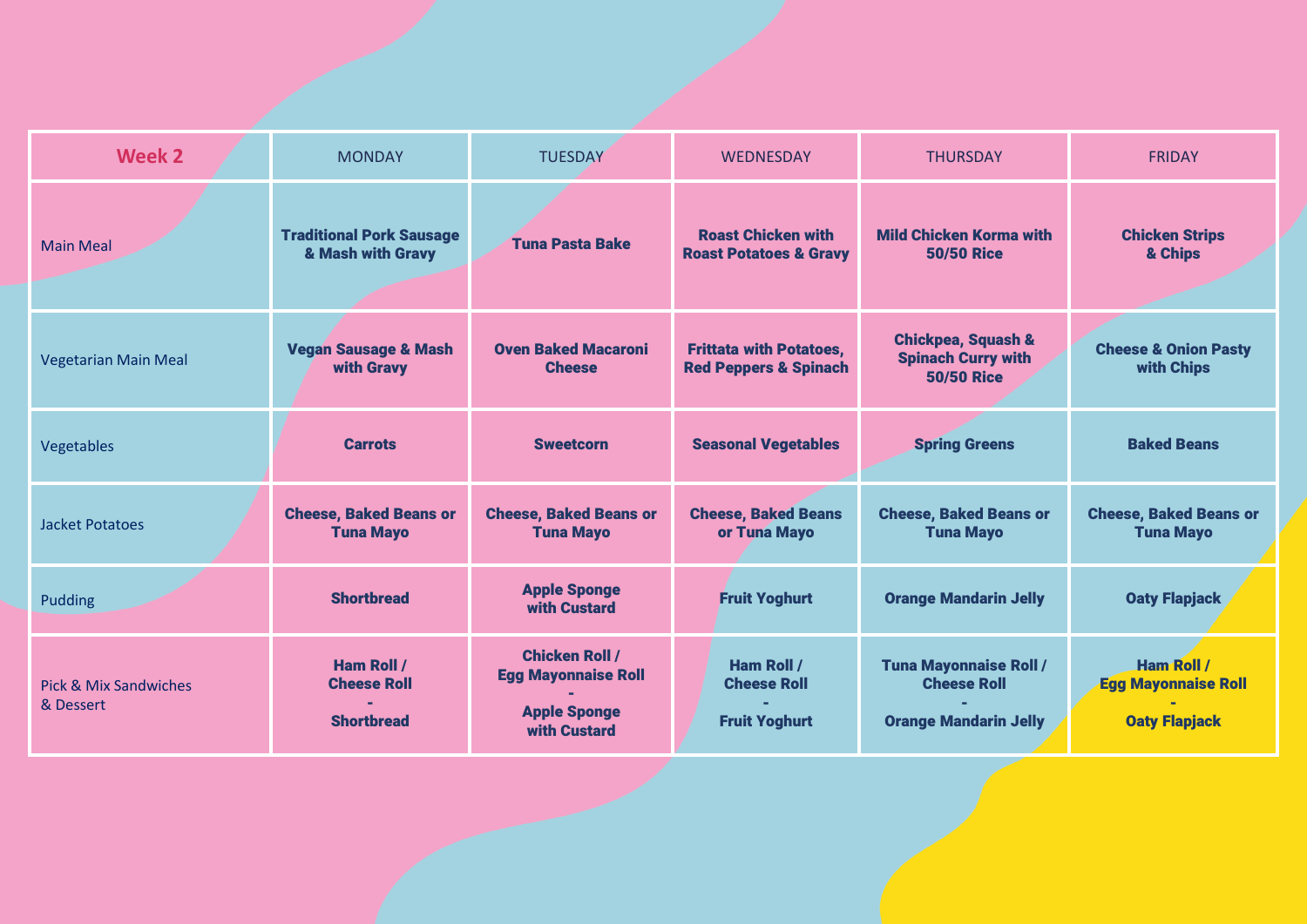| Week 2 | MONDAY | TUESDAY | WEDNESDAY | THURSDAY | FRIDAY |
|---|---|---|---|---|---|
| Main Meal | **Traditional Pork Sausage & Mash with Gravy** | **Tuna Pasta Bake** | **Roast Chicken with Roast Potatoes & Gravy** | **Mild Chicken Korma with 50/50 Rice** | **Chicken Strips & Chips** |
| Vegetarian Main Meal | **Vegan Sausage & Mash with Gravy** | **Oven Baked Macaroni Cheese** | **Frittata with Potatoes, Red Peppers & Spinach** | **Chickpea, Squash & Spinach Curry with 50/50 Rice** | **Cheese & Onion Pasty with Chips** |
| Vegetables | **Carrots** | **Sweetcorn** | **Seasonal Vegetables** | **Spring Greens** | **Baked Beans** |
| Jacket Potatoes | **Cheese, Baked Beans or Tuna Mayo** | **Cheese, Baked Beans or Tuna Mayo** | **Cheese, Baked Beans or Tuna Mayo** | **Cheese, Baked Beans or Tuna Mayo** | **Cheese, Baked Beans or Tuna Mayo** |
| Pudding | **Shortbread** | **Apple Sponge with Custard** | **Fruit Yoghurt** | **Orange Mandarin Jelly** | **Oaty Flapjack** |
| Pick & Mix Sandwiches & Dessert | **Ham Roll / Cheese Roll - Shortbread** | **Chicken Roll / Egg Mayonnaise Roll - Apple Sponge with Custard** | **Ham Roll / Cheese Roll - Fruit Yoghurt** | **Tuna Mayonnaise Roll / Cheese Roll - Orange Mandarin Jelly** | **Ham Roll / Egg Mayonnaise Roll - Oaty Flapjack** |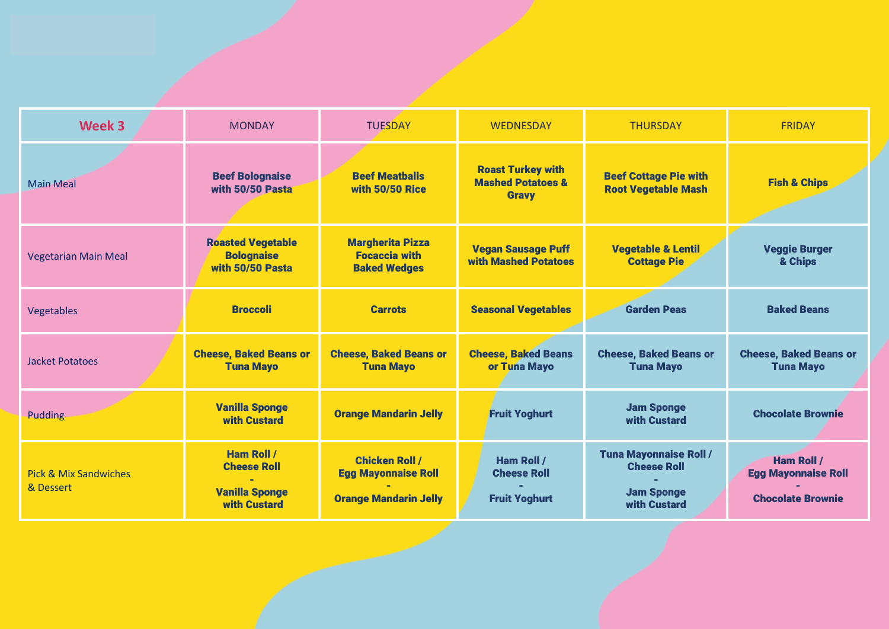| Week 3 | MONDAY | TUESDAY | WEDNESDAY | THURSDAY | FRIDAY |
|---|---|---|---|---|---|
| Main Meal | **Beef Bolognaise with 50/50 Pasta** | **Beef Meatballs with 50/50 Rice** | **Roast Turkey with Mashed Potatoes & Gravy** | **Beef Cottage Pie with Root Vegetable Mash** | **Fish & Chips** |
| Vegetarian Main Meal | **Roasted Vegetable Bolognaise with 50/50 Pasta** | **Margherita Pizza Focaccia with Baked Wedges** | **Vegan Sausage Puff with Mashed Potatoes** | **Vegetable & Lentil Cottage Pie** | **Veggie Burger & Chips** |
| Vegetables | **Broccoli** | **Carrots** | **Seasonal Vegetables** | **Garden Peas** | **Baked Beans** |
| Jacket Potatoes | **Cheese, Baked Beans or Tuna Mayo** | **Cheese, Baked Beans or Tuna Mayo** | **Cheese, Baked Beans or Tuna Mayo** | **Cheese, Baked Beans or Tuna Mayo** | **Cheese, Baked Beans or Tuna Mayo** |
| Pudding | **Vanilla Sponge with Custard** | **Orange Mandarin Jelly** | **Fruit Yoghurt** | **Jam Sponge with Custard** | **Chocolate Brownie** |
| Pick & Mix Sandwiches & Dessert | **Ham Roll / Cheese Roll - Vanilla Sponge with Custard** | **Chicken Roll / Egg Mayonnaise Roll - Orange Mandarin Jelly** | **Ham Roll / Cheese Roll - Fruit Yoghurt** | **Tuna Mayonnaise Roll / Cheese Roll - Jam Sponge with Custard** | **Ham Roll / Egg Mayonnaise Roll - Chocolate Brownie** |